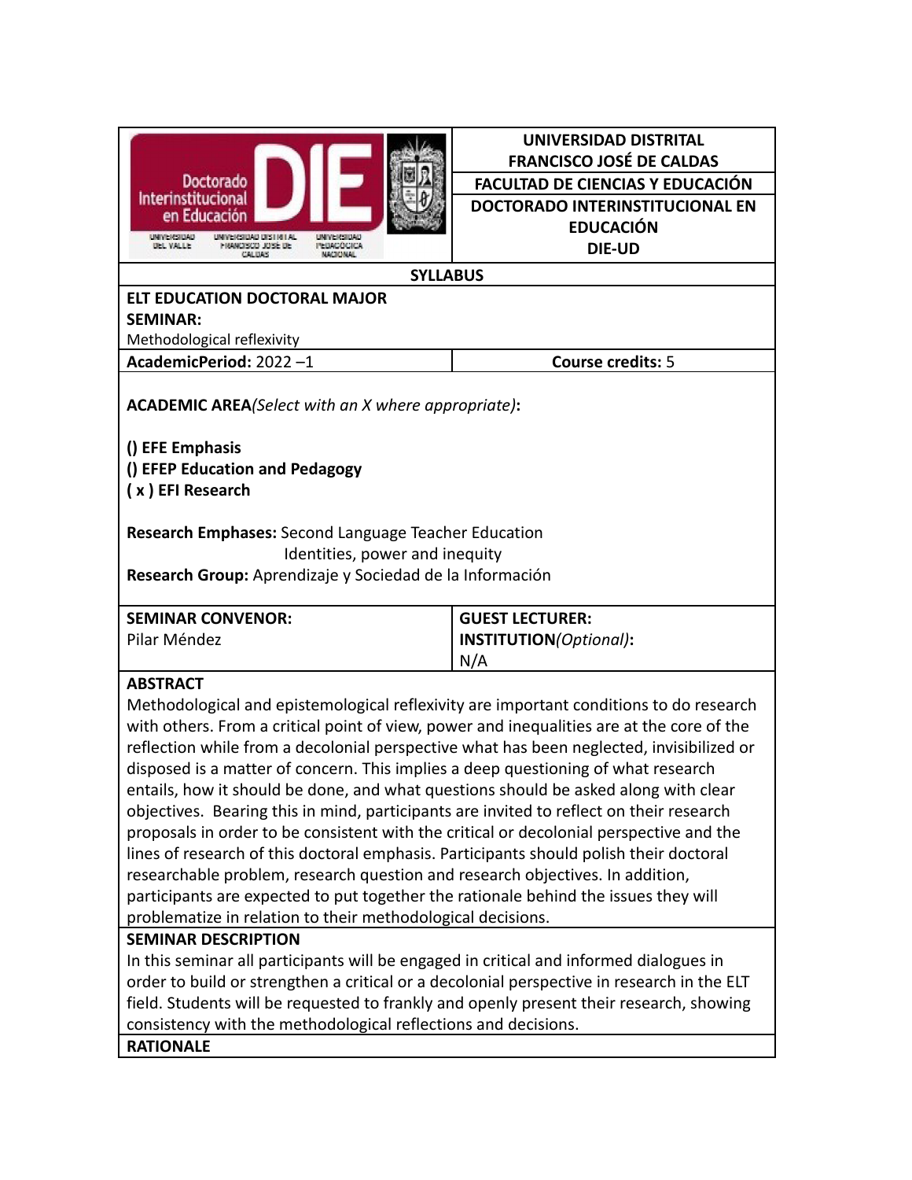| Doctorado Interinstitucional en Educación DIE — Universidad del Valle, Universidad Distrital Francisco José de Caldas, Universidad Pedagógica Nacional | **UNIVERSIDAD DISTRITAL FRANCISCO JOSÉ DE CALDAS** |
| --- | --- |
| | **FACULTAD DE CIENCIAS Y EDUCACIÓN** |
| | **DOCTORADO INTERINSTITUCIONAL EN EDUCACIÓN DIE-UD** |

**SYLLABUS**

**ELT EDUCATION DOCTORAL MAJOR**
**SEMINAR:**
Methodological reflexivity

| **AcademicPeriod:** 2022 –1 | **Course credits:** 5 |
| --- | --- |

**ACADEMIC AREA** *(Select with an X where appropriate)*:

**() EFE Emphasis**
**() EFEP Education and Pedagogy**
**( x ) EFI Research**

**Research Emphases:** Second Language Teacher Education
Identities, power and inequity
**Research Group:** Aprendizaje y Sociedad de la Información

| **SEMINAR CONVENOR:** | **GUEST LECTURER:** |
| --- | --- |
| Pilar Méndez | **INSTITUTION** *(Optional)*: N/A |

**ABSTRACT**

Methodological and epistemological reflexivity are important conditions to do research with others. From a critical point of view, power and inequalities are at the core of the reflection while from a decolonial perspective what has been neglected, invisibilized or disposed is a matter of concern. This implies a deep questioning of what research entails, how it should be done, and what questions should be asked along with clear objectives. Bearing this in mind, participants are invited to reflect on their research proposals in order to be consistent with the critical or decolonial perspective and the lines of research of this doctoral emphasis. Participants should polish their doctoral researchable problem, research question and research objectives. In addition, participants are expected to put together the rationale behind the issues they will problematize in relation to their methodological decisions.

**SEMINAR DESCRIPTION**

In this seminar all participants will be engaged in critical and informed dialogues in order to build or strengthen a critical or a decolonial perspective in research in the ELT field. Students will be requested to frankly and openly present their research, showing consistency with the methodological reflections and decisions.

**RATIONALE**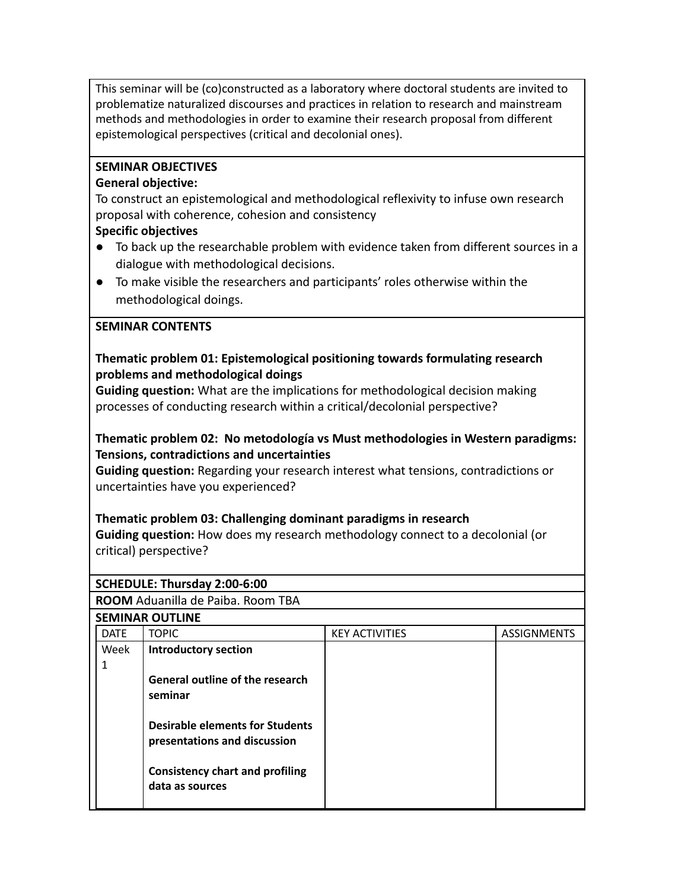This seminar will be (co)constructed as a laboratory where doctoral students are invited to problematize naturalized discourses and practices in relation to research and mainstream methods and methodologies in order to examine their research proposal from different epistemological perspectives (critical and decolonial ones).

**SEMINAR OBJECTIVES**

**General objective:**

To construct an epistemological and methodological reflexivity to infuse own research proposal with coherence, cohesion and consistency

**Specific objectives**

- To back up the researchable problem with evidence taken from different sources in a dialogue with methodological decisions.
- To make visible the researchers and participants' roles otherwise within the methodological doings.

**SEMINAR CONTENTS**

**Thematic problem 01: Epistemological positioning towards formulating research problems and methodological doings**

**Guiding question:** What are the implications for methodological decision making processes of conducting research within a critical/decolonial perspective?

**Thematic problem 02: No metodología vs Must methodologies in Western paradigms: Tensions, contradictions and uncertainties**

**Guiding question:** Regarding your research interest what tensions, contradictions or uncertainties have you experienced?

**Thematic problem 03: Challenging dominant paradigms in research**

**Guiding question:** How does my research methodology connect to a decolonial (or critical) perspective?

**SCHEDULE: Thursday 2:00-6:00**

**ROOM** Aduanilla de Paiba. Room TBA

**SEMINAR OUTLINE**

| DATE | TOPIC | KEY ACTIVITIES | ASSIGNMENTS |
|---|---|---|---|
| Week 1 | **Introductory section**<br><br>**General outline of the research seminar**<br><br>**Desirable elements for Students presentations and discussion**<br><br>**Consistency chart and profiling data as sources** | | |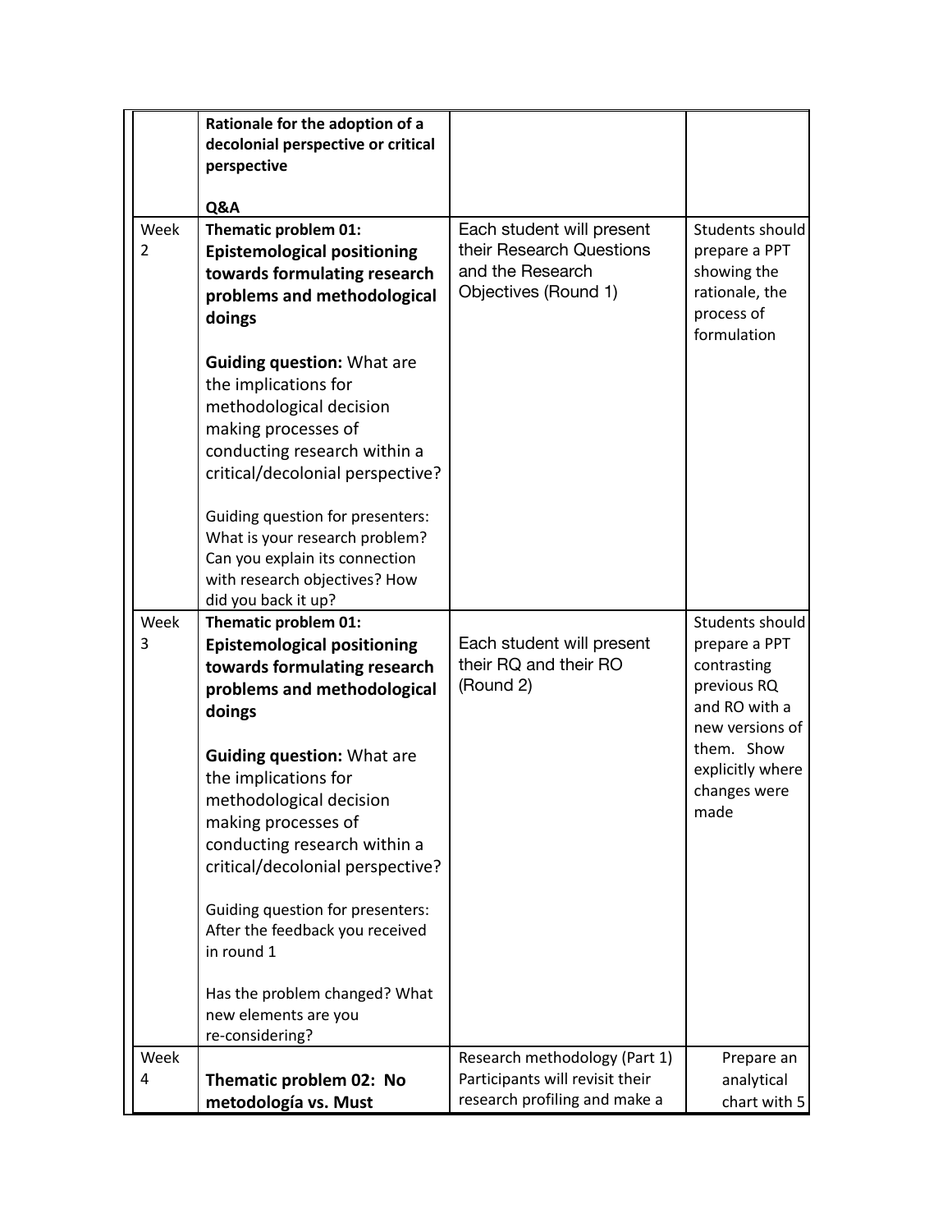| | | | |
|---|---|---|---|
| | **Rationale for the adoption of a decolonial perspective or critical perspective**<br><br>**Q&A** | | |
| Week 2 | **Thematic problem 01: Epistemological positioning towards formulating research problems and methodological doings**<br><br>**Guiding question:** What are the implications for methodological decision making processes of conducting research within a critical/decolonial perspective?<br><br>Guiding question for presenters: What is your research problem? Can you explain its connection with research objectives? How did you back it up? | Each student will present their Research Questions and the Research Objectives (Round 1) | Students should prepare a PPT showing the rationale, the process of formulation |
| Week 3 | **Thematic problem 01: Epistemological positioning towards formulating research problems and methodological doings**<br><br>**Guiding question:** What are the implications for methodological decision making processes of conducting research within a critical/decolonial perspective?<br><br>Guiding question for presenters: After the feedback you received in round 1<br><br>Has the problem changed? What new elements are you re-considering? | Each student will present their RQ and their RO (Round 2) | Students should prepare a PPT contrasting previous RQ and RO with a new versions of them. Show explicitly where changes were made |
| Week 4 | **Thematic problem 02: No metodología vs. Must** | Research methodology (Part 1) Participants will revisit their research profiling and make a | Prepare an analytical chart with 5 |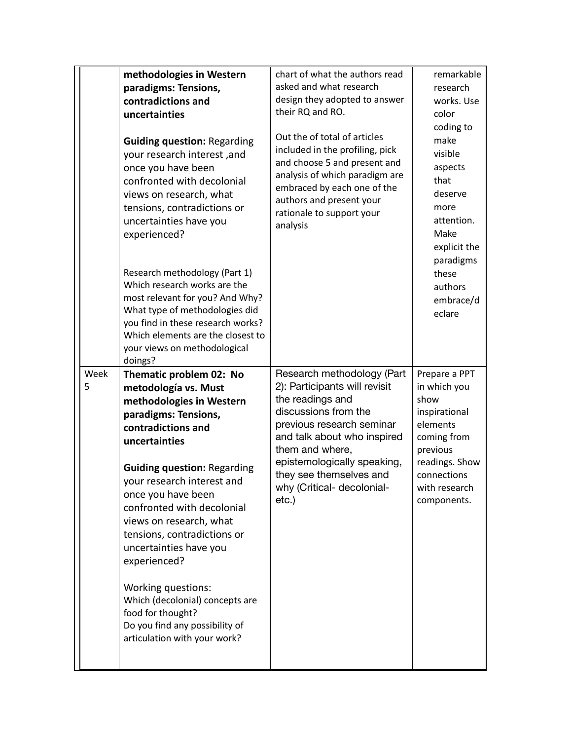| | | | |
|---|---|---|---|
| | **methodologies in Western paradigms: Tensions, contradictions and uncertainties**<br><br>**Guiding question:** Regarding your research interest ,and once you have been confronted with decolonial views on research, what tensions, contradictions or uncertainties have you experienced?<br><br>Research methodology (Part 1)<br>Which research works are the most relevant for you? And Why?<br>What type of methodologies did you find in these research works? Which elements are the closest to your views on methodological doings? | chart of what the authors read asked and what research design they adopted to answer their RQ and RO.<br><br>Out the of total of articles included in the profiling, pick and choose 5 and present and analysis of which paradigm are embraced by each one of the authors and present your rationale to support your analysis | remarkable research works. Use color coding to make visible aspects that deserve more attention. Make explicit the paradigms these authors embrace/declare |
| Week 5 | **Thematic problem 02: No metodología vs. Must methodologies in Western paradigms: Tensions, contradictions and uncertainties**<br><br>**Guiding question:** Regarding your research interest and once you have been confronted with decolonial views on research, what tensions, contradictions or uncertainties have you experienced?<br><br>Working questions:<br>Which (decolonial) concepts are food for thought?<br>Do you find any possibility of articulation with your work? | Research methodology (Part 2): Participants will revisit the readings and discussions from the previous research seminar and talk about who inspired them and where, epistemologically speaking, they see themselves and why (Critical- decolonial- etc.) | Prepare a PPT in which you show inspirational elements coming from previous readings. Show connections with research components. |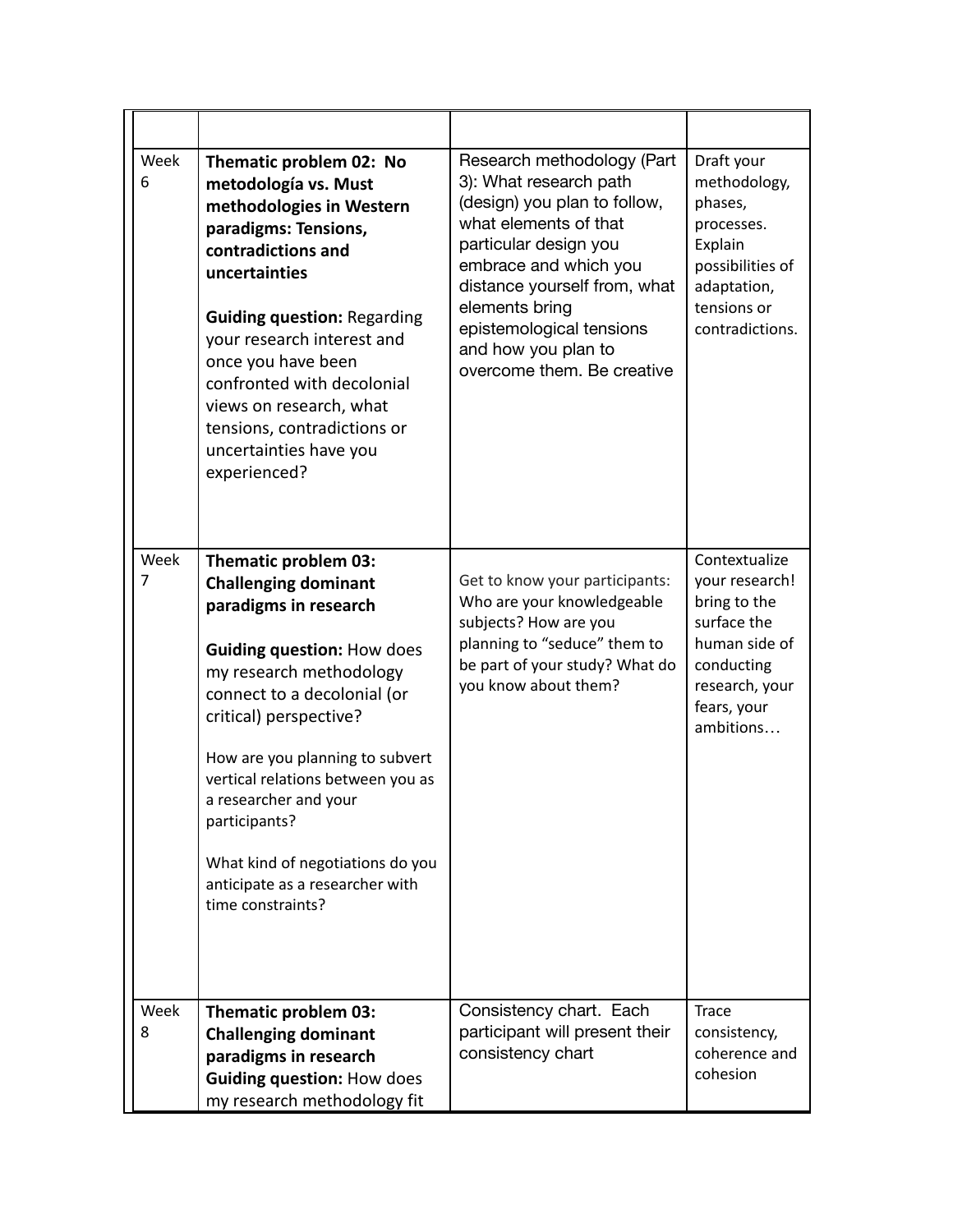| | | | |
|---|---|---|---|
| Week 6 | **Thematic problem 02: No metodología vs. Must methodologies in Western paradigms: Tensions, contradictions and uncertainties**<br><br>**Guiding question:** Regarding your research interest and once you have been confronted with decolonial views on research, what tensions, contradictions or uncertainties have you experienced? | Research methodology (Part 3): What research path (design) you plan to follow, what elements of that particular design you embrace and which you distance yourself from, what elements bring epistemological tensions and how you plan to overcome them. Be creative | Draft your methodology, phases, processes. Explain possibilities of adaptation, tensions or contradictions. |
| Week 7 | **Thematic problem 03: Challenging dominant paradigms in research**<br><br>**Guiding question:** How does my research methodology connect to a decolonial (or critical) perspective?<br><br>How are you planning to subvert vertical relations between you as a researcher and your participants?<br><br>What kind of negotiations do you anticipate as a researcher with time constraints? | Get to know your participants: Who are your knowledgeable subjects? How are you planning to "seduce" them to be part of your study? What do you know about them? | Contextualize your research! bring to the surface the human side of conducting research, your fears, your ambitions… |
| Week 8 | **Thematic problem 03: Challenging dominant paradigms in research**<br>**Guiding question:** How does my research methodology fit | Consistency chart. Each participant will present their consistency chart | Trace consistency, coherence and cohesion |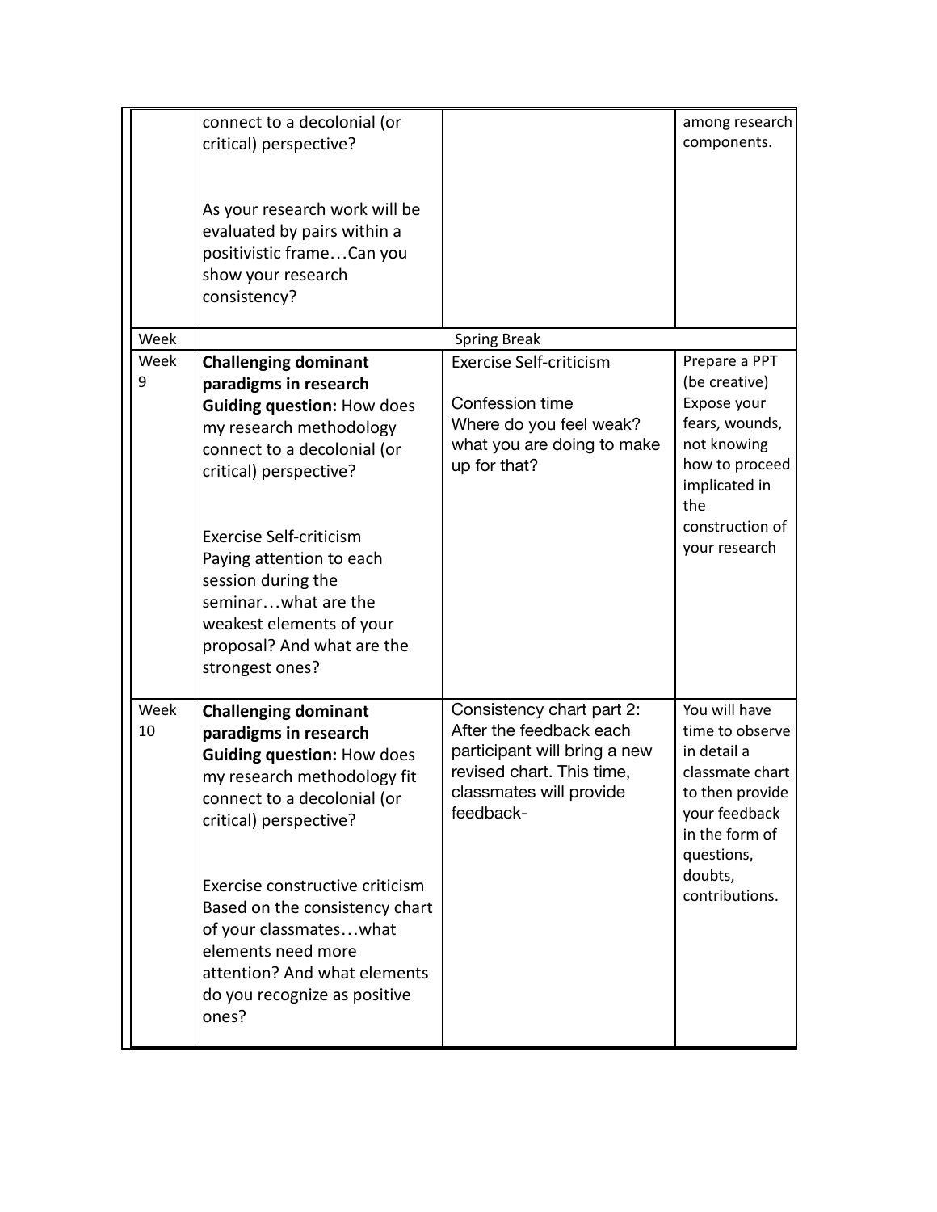| | | | |
|---|---|---|---|
| | connect to a decolonial (or critical) perspective?<br><br>As your research work will be evaluated by pairs within a positivistic frame…Can you show your research consistency? | | among research components. |
| Week | Spring Break | | |
| Week 9 | **Challenging dominant paradigms in research**<br>**Guiding question:** How does my research methodology connect to a decolonial (or critical) perspective?<br><br>Exercise Self-criticism<br>Paying attention to each session during the seminar…what are the weakest elements of your proposal? And what are the strongest ones? | Exercise Self-criticism<br><br>Confession time<br>Where do you feel weak? what you are doing to make up for that? | Prepare a PPT (be creative)<br>Expose your fears, wounds, not knowing how to proceed implicated in the construction of your research |
| Week 10 | **Challenging dominant paradigms in research**<br>**Guiding question:** How does my research methodology fit connect to a decolonial (or critical) perspective?<br><br>Exercise constructive criticism<br>Based on the consistency chart of your classmates…what elements need more attention? And what elements do you recognize as positive ones? | Consistency chart part 2: After the feedback each participant will bring a new revised chart. This time, classmates will provide feedback- | You will have time to observe in detail a classmate chart to then provide your feedback in the form of questions, doubts, contributions. |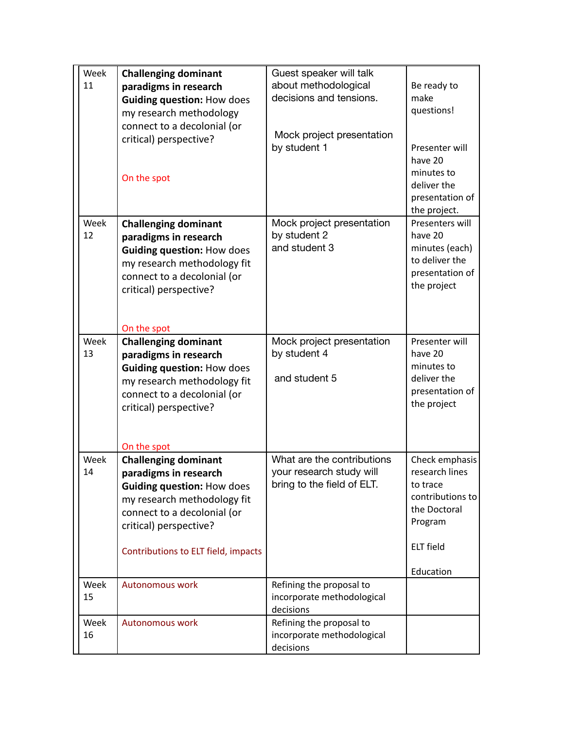| Week 11 | **Challenging dominant paradigms in research** **Guiding question:** How does my research methodology connect to a decolonial (or critical) perspective? On the spot | Guest speaker will talk about methodological decisions and tensions. Mock project presentation by student 1 | Be ready to make questions! Presenter will have 20 minutes to deliver the presentation of the project. |
|---|---|---|---|
| Week 12 | **Challenging dominant paradigms in research** **Guiding question:** How does my research methodology fit connect to a decolonial (or critical) perspective? On the spot | Mock project presentation by student 2 and student 3 | Presenters will have 20 minutes (each) to deliver the presentation of the project |
| Week 13 | **Challenging dominant paradigms in research** **Guiding question:** How does my research methodology fit connect to a decolonial (or critical) perspective? On the spot | Mock project presentation by student 4 and student 5 | Presenter will have 20 minutes to deliver the presentation of the project |
| Week 14 | **Challenging dominant paradigms in research** **Guiding question:** How does my research methodology fit connect to a decolonial (or critical) perspective? Contributions to ELT field, impacts | What are the contributions your research study will bring to the field of ELT. | Check emphasis research lines to trace contributions to the Doctoral Program ELT field Education |
| Week 15 | Autonomous work | Refining the proposal to incorporate methodological decisions | |
| Week 16 | Autonomous work | Refining the proposal to incorporate methodological decisions | |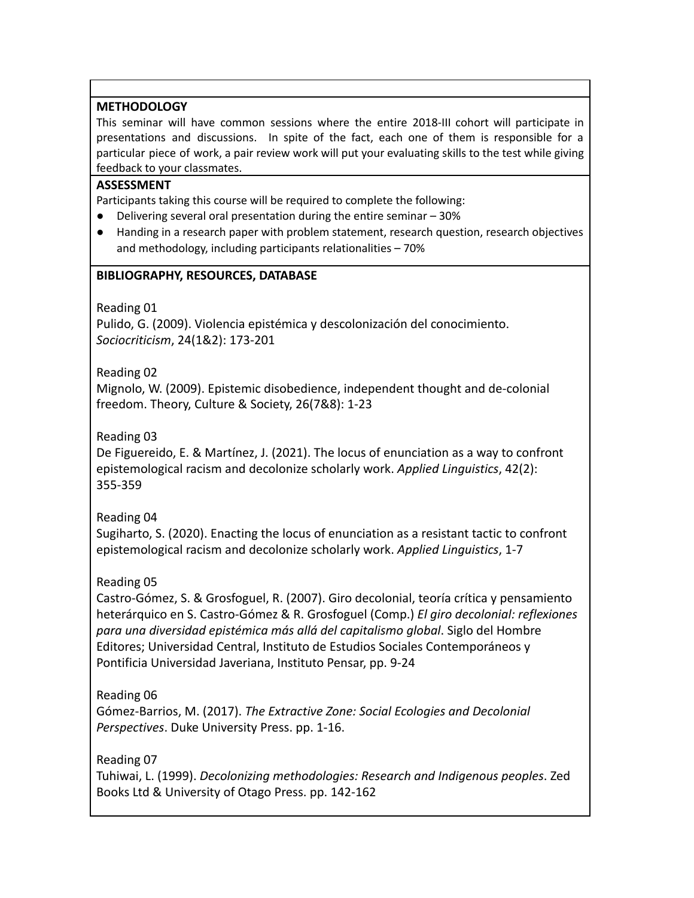**METHODOLOGY**

This seminar will have common sessions where the entire 2018-III cohort will participate in presentations and discussions. In spite of the fact, each one of them is responsible for a particular piece of work, a pair review work will put your evaluating skills to the test while giving feedback to your classmates.

**ASSESSMENT**

Participants taking this course will be required to complete the following:

- Delivering several oral presentation during the entire seminar – 30%
- Handing in a research paper with problem statement, research question, research objectives and methodology, including participants relationalities – 70%

**BIBLIOGRAPHY, RESOURCES, DATABASE**

Reading 01
Pulido, G. (2009). Violencia epistémica y descolonización del conocimiento. *Sociocriticism*, 24(1&2): 173-201

Reading 02
Mignolo, W. (2009). Epistemic disobedience, independent thought and de-colonial freedom. Theory, Culture & Society, 26(7&8): 1-23

Reading 03
De Figuereido, E. & Martínez, J. (2021). The locus of enunciation as a way to confront epistemological racism and decolonize scholarly work. *Applied Linguistics*, 42(2): 355-359

Reading 04
Sugiharto, S. (2020). Enacting the locus of enunciation as a resistant tactic to confront epistemological racism and decolonize scholarly work. *Applied Linguistics*, 1-7

Reading 05
Castro-Gómez, S. & Grosfoguel, R. (2007). Giro decolonial, teoría crítica y pensamiento heterárquico en S. Castro-Gómez & R. Grosfoguel (Comp.) *El giro decolonial: reflexiones para una diversidad epistémica más allá del capitalismo global*. Siglo del Hombre Editores; Universidad Central, Instituto de Estudios Sociales Contemporáneos y Pontificia Universidad Javeriana, Instituto Pensar, pp. 9-24

Reading 06
Gómez-Barrios, M. (2017). *The Extractive Zone: Social Ecologies and Decolonial Perspectives*. Duke University Press. pp. 1-16.

Reading 07
Tuhiwai, L. (1999). *Decolonizing methodologies: Research and Indigenous peoples*. Zed Books Ltd & University of Otago Press. pp. 142-162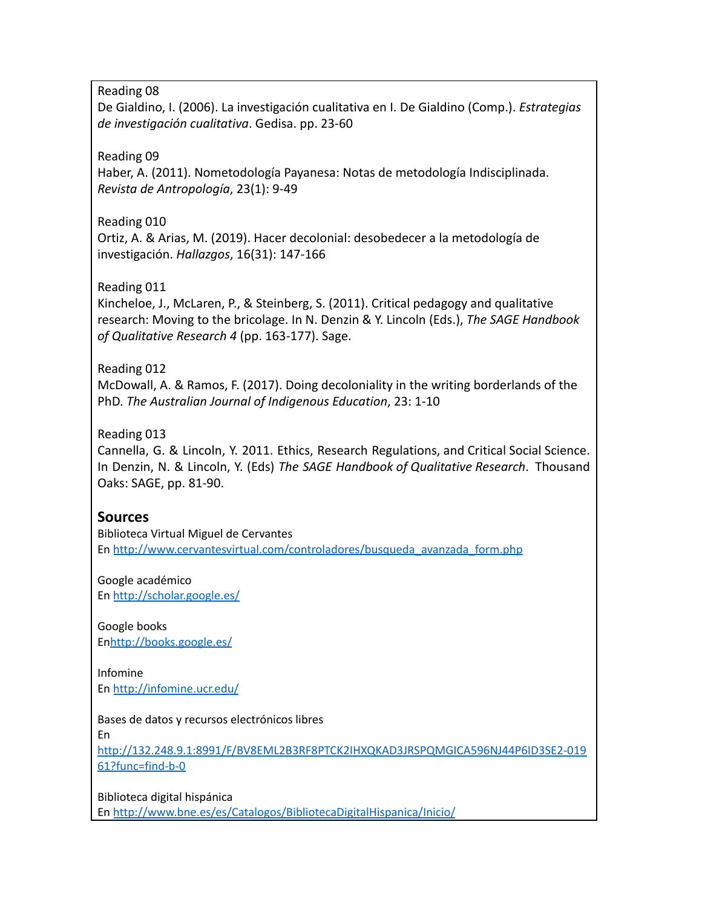Reading 08
De Gialdino, I. (2006). La investigación cualitativa en I. De Gialdino (Comp.). *Estrategias de investigación cualitativa*. Gedisa. pp. 23-60

Reading 09
Haber, A. (2011). Nometodología Payanesa: Notas de metodología Indisciplinada. *Revista de Antropología*, 23(1): 9-49

Reading 010
Ortiz, A. & Arias, M. (2019). Hacer decolonial: desobedecer a la metodología de investigación. *Hallazgos*, 16(31): 147-166

Reading 011
Kincheloe, J., McLaren, P., & Steinberg, S. (2011). Critical pedagogy and qualitative research: Moving to the bricolage. In N. Denzin & Y. Lincoln (Eds.), *The SAGE Handbook of Qualitative Research 4* (pp. 163-177). Sage.

Reading 012
McDowall, A. & Ramos, F. (2017). Doing decoloniality in the writing borderlands of the PhD. *The Australian Journal of Indigenous Education*, 23: 1-10

Reading 013
Cannella, G. & Lincoln, Y. 2011. Ethics, Research Regulations, and Critical Social Science. In Denzin, N. & Lincoln, Y. (Eds) *The SAGE Handbook of Qualitative Research*. Thousand Oaks: SAGE, pp. 81-90.

## Sources

Biblioteca Virtual Miguel de Cervantes
En http://www.cervantesvirtual.com/controladores/busqueda_avanzada_form.php

Google académico
En http://scholar.google.es/

Google books
Enhttp://books.google.es/

Infomine
En http://infomine.ucr.edu/

Bases de datos y recursos electrónicos libres
En
http://132.248.9.1:8991/F/BV8EML2B3RF8PTCK2IHXQKAD3JRSPQMGICA596NJ44P6ID3SE2-01961?func=find-b-0

Biblioteca digital hispánica
En http://www.bne.es/es/Catalogos/BibliotecaDigitalHispanica/Inicio/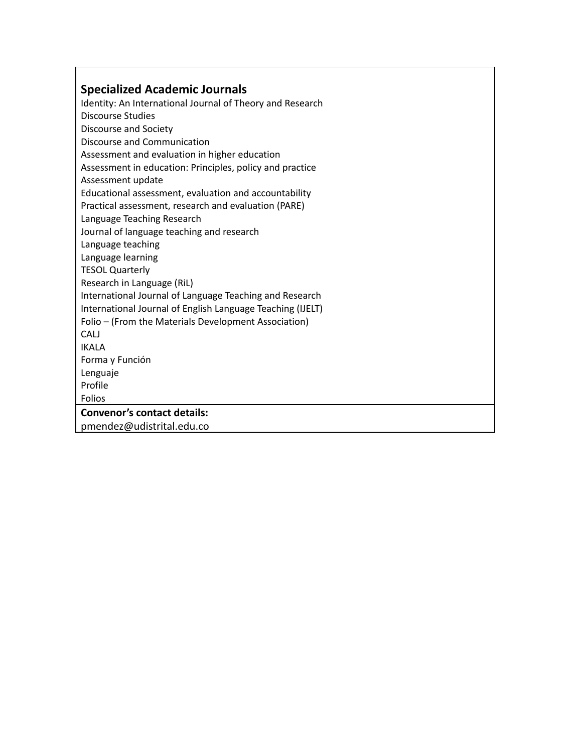## Specialized Academic Journals

Identity: An International Journal of Theory and Research
Discourse Studies
Discourse and Society
Discourse and Communication
Assessment and evaluation in higher education
Assessment in education: Principles, policy and practice
Assessment update
Educational assessment, evaluation and accountability
Practical assessment, research and evaluation (PARE)
Language Teaching Research
Journal of language teaching and research
Language teaching
Language learning
TESOL Quarterly
Research in Language (RiL)
International Journal of Language Teaching and Research
International Journal of English Language Teaching (IJELT)
Folio – (From the Materials Development Association)
CALJ
IKALA
Forma y Función
Lenguaje
Profile
Folios

**Convenor's contact details:**
pmendez@udistrital.edu.co